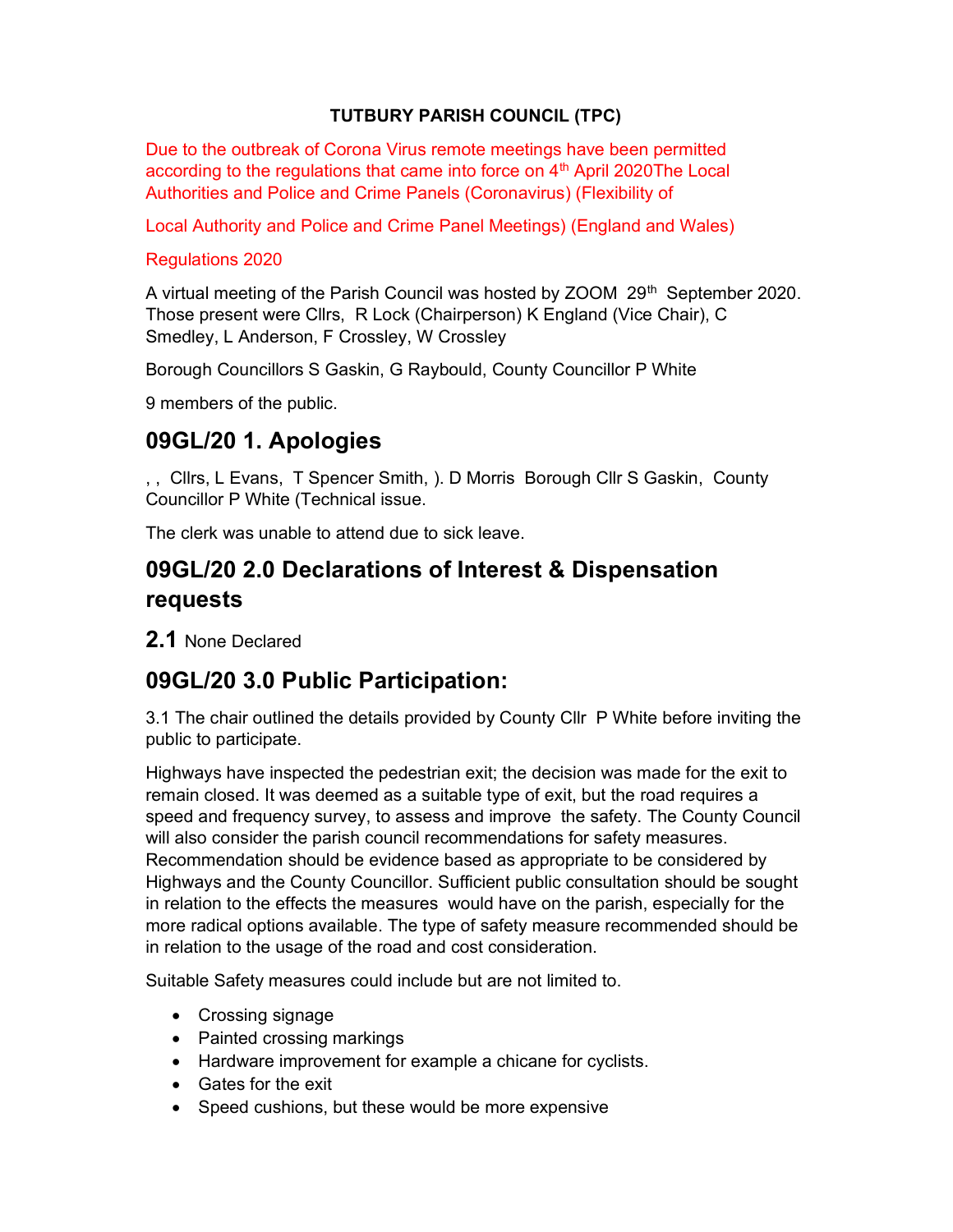**TUTBURY PARISH COUNCIL (TPC)**

Due to the outbreak of Corona Virus remote meetings have been permitted according to the regulations that came into force on 4th April 2020The Local Authorities and Police and Crime Panels (Coronavirus) (Flexibility of

Local Authority and Police and Crime Panel Meetings) (England and Wales)

Regulations 2020

A virtual meeting of the Parish Council was hosted by ZOOM 29th September 2020. Those present were Cllrs, R Lock (Chairperson) K England (Vice Chair), C Smedley, L Anderson, F Crossley, W Crossley

Borough Councillors S Gaskin, G Raybould, County Councillor P White

9 members of the public.

## 09GL/20 1. Apologies

, , Cllrs, L Evans, T Spencer Smith, ). D Morris Borough Cllr S Gaskin, County Councillor P White (Technical issue.

The clerk was unable to attend due to sick leave.

## 09GL/20 2.0 Declarations of Interest & Dispensation requests

**2.1** None Declared

## 09GL/20 3.0 Public Participation:

3.1 The chair outlined the details provided by County Cllr P White before inviting the public to participate.

Highways have inspected the pedestrian exit; the decision was made for the exit to remain closed. It was deemed as a suitable type of exit, but the road requires a speed and frequency survey, to assess and improve the safety. The County Council will also consider the parish council recommendations for safety measures. Recommendation should be evidence based as appropriate to be considered by Highways and the County Councillor. Sufficient public consultation should be sought in relation to the effects the measures would have on the parish, especially for the more radical options available. The type of safety measure recommended should be in relation to the usage of the road and cost consideration.

Suitable Safety measures could include but are not limited to.

- Crossing signage
- Painted crossing markings
- Hardware improvement for example a chicane for cyclists.
- Gates for the exit
- Speed cushions, but these would be more expensive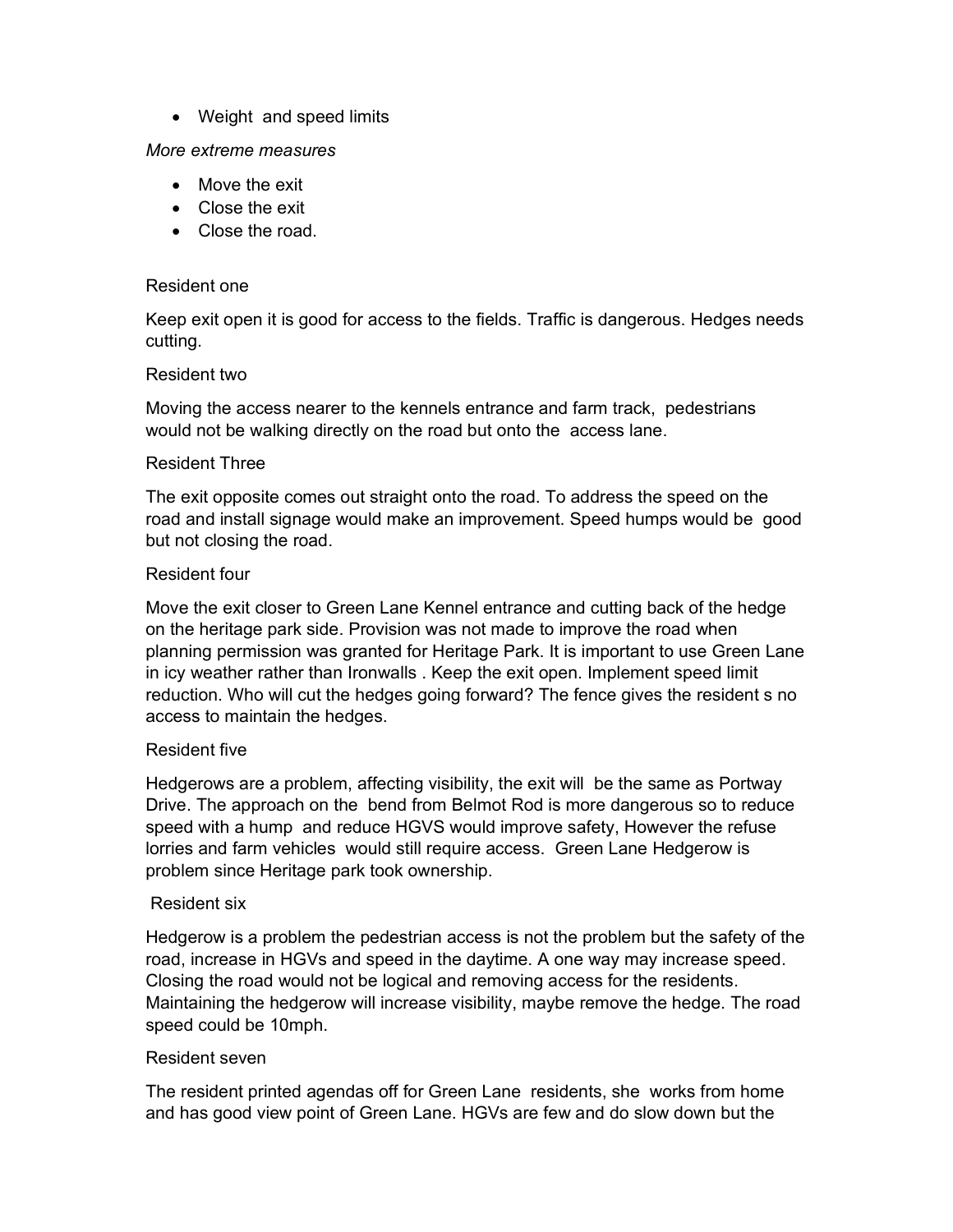- Weight  and speed limits

*More extreme measures*

- Move the exit
- Close the exit
- Close the road.

Resident one

Keep exit open it is good for access to the fields. Traffic is dangerous. Hedges needs cutting.

Resident two

Moving the access nearer to the kennels entrance and farm track,  pedestrians would not be walking directly on the road but onto the  access lane.

Resident Three

The exit opposite comes out straight onto the road. To address the speed on the road and install signage would make an improvement. Speed humps would be  good but not closing the road.

Resident four

Move the exit closer to Green Lane Kennel entrance and cutting back of the hedge on the heritage park side. Provision was not made to improve the road when planning permission was granted for Heritage Park. It is important to use Green Lane in icy weather rather than Ironwalls . Keep the exit open. Implement speed limit reduction. Who will cut the hedges going forward? The fence gives the resident s no access to maintain the hedges.

Resident five

Hedgerows are a problem, affecting visibility, the exit will  be the same as Portway Drive. The approach on the  bend from Belmot Rod is more dangerous so to reduce speed with a hump  and reduce HGVS would improve safety, However the refuse lorries and farm vehicles  would still require access.  Green Lane Hedgerow is problem since Heritage park took ownership.

Resident six

Hedgerow is a problem the pedestrian access is not the problem but the safety of the road, increase in HGVs and speed in the daytime. A one way may increase speed. Closing the road would not be logical and removing access for the residents. Maintaining the hedgerow will increase visibility, maybe remove the hedge. The road speed could be 10mph.

Resident seven

The resident printed agendas off for Green Lane  residents, she  works from home and has good view point of Green Lane. HGVs are few and do slow down but the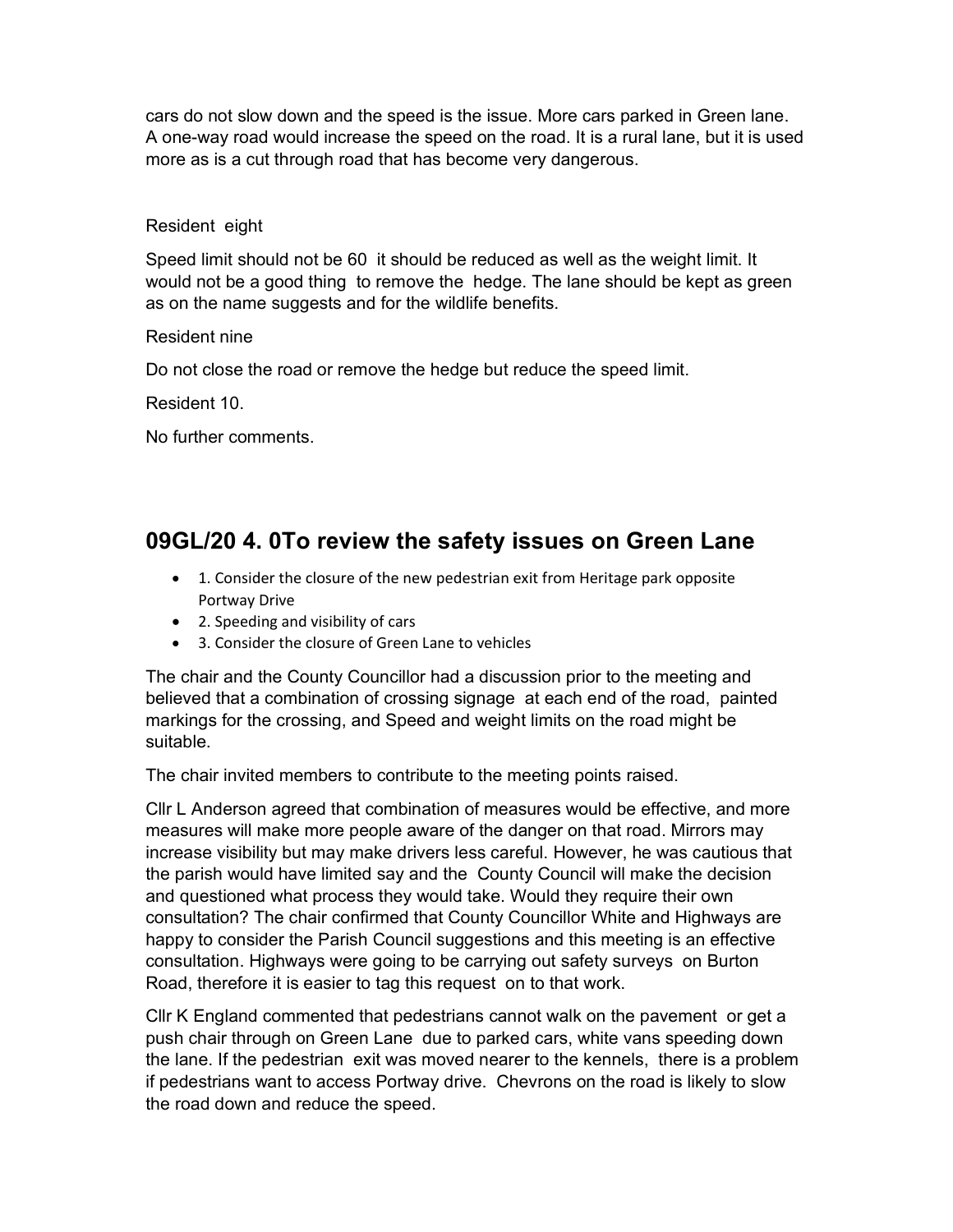cars do not slow down and the speed is the issue. More cars parked in Green lane. A one-way road would increase the speed on the road. It is a rural lane, but it is used more as is a cut through road that has become very dangerous.

Resident eight

Speed limit should not be 60 it should be reduced as well as the weight limit. It would not be a good thing to remove the hedge. The lane should be kept as green as on the name suggests and for the wildlife benefits.

Resident nine

Do not close the road or remove the hedge but reduce the speed limit.

Resident 10.

No further comments.

## 09GL/20 4. 0To review the safety issues on Green Lane

- 1. Consider the closure of the new pedestrian exit from Heritage park opposite Portway Drive
- 2. Speeding and visibility of cars
- 3. Consider the closure of Green Lane to vehicles

The chair and the County Councillor had a discussion prior to the meeting and believed that a combination of crossing signage at each end of the road, painted markings for the crossing, and Speed and weight limits on the road might be suitable.

The chair invited members to contribute to the meeting points raised.

Cllr L Anderson agreed that combination of measures would be effective, and more measures will make more people aware of the danger on that road. Mirrors may increase visibility but may make drivers less careful. However, he was cautious that the parish would have limited say and the County Council will make the decision and questioned what process they would take. Would they require their own consultation? The chair confirmed that County Councillor White and Highways are happy to consider the Parish Council suggestions and this meeting is an effective consultation. Highways were going to be carrying out safety surveys on Burton Road, therefore it is easier to tag this request on to that work.

Cllr K England commented that pedestrians cannot walk on the pavement or get a push chair through on Green Lane due to parked cars, white vans speeding down the lane. If the pedestrian exit was moved nearer to the kennels, there is a problem if pedestrians want to access Portway drive. Chevrons on the road is likely to slow the road down and reduce the speed.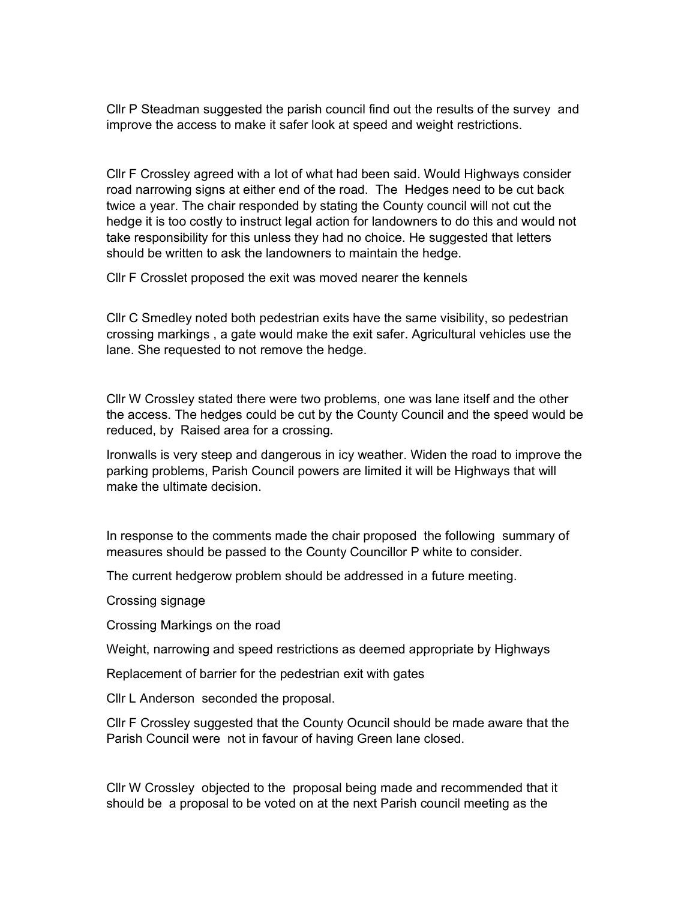Cllr P Steadman suggested the parish council find out the results of the survey and improve the access to make it safer look at speed and weight restrictions.

Cllr F Crossley agreed with a lot of what had been said. Would Highways consider road narrowing signs at either end of the road. The Hedges need to be cut back twice a year. The chair responded by stating the County council will not cut the hedge it is too costly to instruct legal action for landowners to do this and would not take responsibility for this unless they had no choice. He suggested that letters should be written to ask the landowners to maintain the hedge.

Cllr F Crosslet proposed the exit was moved nearer the kennels

Cllr C Smedley noted both pedestrian exits have the same visibility, so pedestrian crossing markings , a gate would make the exit safer. Agricultural vehicles use the lane. She requested to not remove the hedge.

Cllr W Crossley stated there were two problems, one was lane itself and the other the access. The hedges could be cut by the County Council and the speed would be reduced, by Raised area for a crossing.

Ironwalls is very steep and dangerous in icy weather. Widen the road to improve the parking problems, Parish Council powers are limited it will be Highways that will make the ultimate decision.

In response to the comments made the chair proposed the following summary of measures should be passed to the County Councillor P white to consider.

The current hedgerow problem should be addressed in a future meeting.

Crossing signage

Crossing Markings on the road

Weight, narrowing and speed restrictions as deemed appropriate by Highways

Replacement of barrier for the pedestrian exit with gates

Cllr L Anderson seconded the proposal.

Cllr F Crossley suggested that the County Ocuncil should be made aware that the Parish Council were not in favour of having Green lane closed.

Cllr W Crossley objected to the proposal being made and recommended that it should be a proposal to be voted on at the next Parish council meeting as the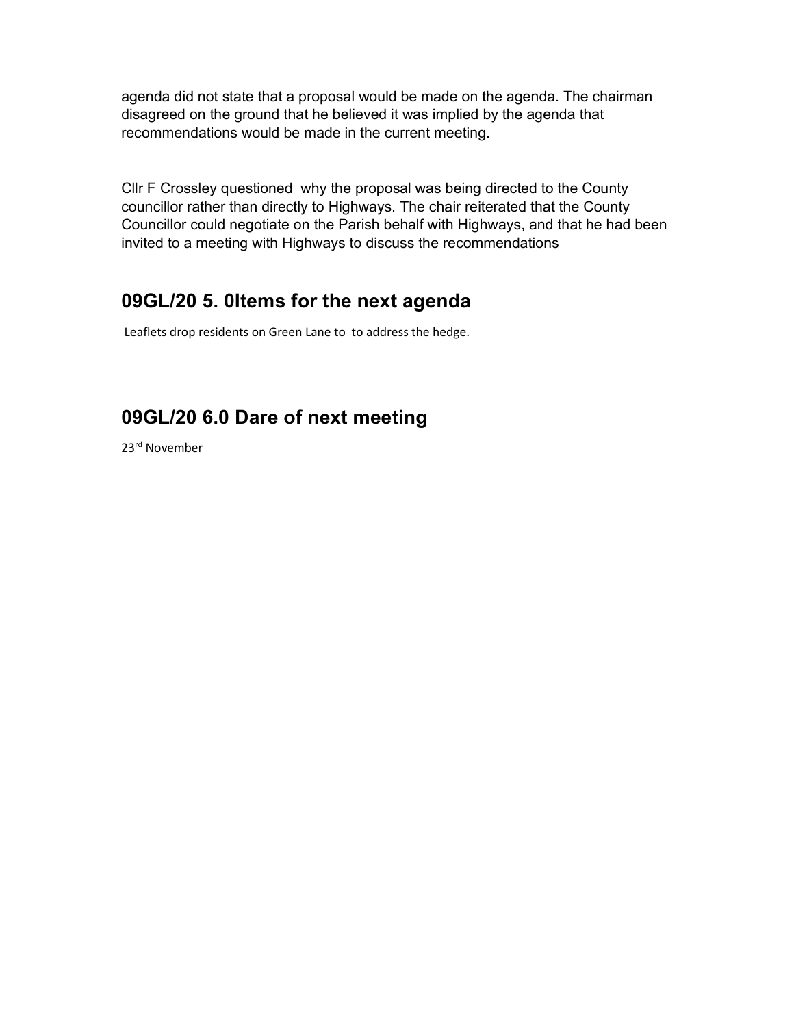agenda did not state that a proposal would be made on the agenda. The chairman disagreed on the ground that he believed it was implied by the agenda that recommendations would be made in the current meeting.

Cllr F Crossley questioned why the proposal was being directed to the County councillor rather than directly to Highways. The chair reiterated that the County Councillor could negotiate on the Parish behalf with Highways, and that he had been invited to a meeting with Highways to discuss the recommendations

## 09GL/20 5. 0Items for the next agenda

Leaflets drop residents on Green Lane to to address the hedge.

## 09GL/20 6.0 Dare of next meeting

23rd November